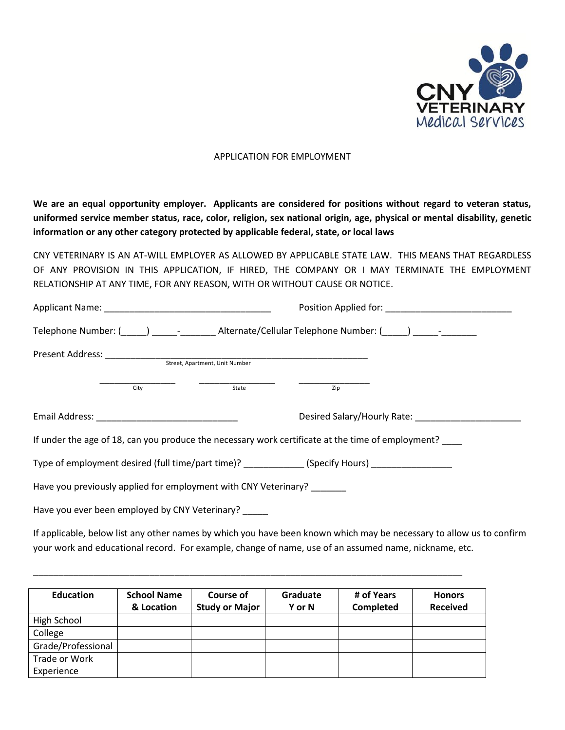# APPLICATION FOR EMPLOYMENT

**We are an equal opportunity employer. Applicants are considered for positions without regard to veteran status, uniformed service member status, race, color, religion, sex national origin, age, physical or mental disability, genetic information or any other category protected by applicable federal, state, or local laws**

CNY VETERINARY IS AN AT-WILL EMPLOYER AS ALLOWED BY APPLICABLE STATE LAW. THIS MEANS THAT REGARDLESS OF ANY PROVISION IN THIS APPLICATION, IF HIRED, THE COMPANY OR I MAY TERMINATE THE EMPLOYMENT RELATIONSHIP AT ANY TIME, FOR ANY REASON, WITH OR WITHOUT CAUSE OR NOTICE.

Applicant Name: _________________________________ Position Applied for: _________________________

Telephone Number: (_____) _____-_______ Alternate/Cellular Telephone Number: (_____) _____-_______

Present Address: _____________________________________________________
Street, Apartment, Unit Number

_______________ _______________ ______________
City State Zip

Email Address: ____________________________ Desired Salary/Hourly Rate: _____________________

If under the age of 18, can you produce the necessary work certificate at the time of employment? ____

Type of employment desired (full time/part time)? ____________ (Specify Hours) ________________

Have you previously applied for employment with CNY Veterinary? _______

Have you ever been employed by CNY Veterinary? _____

If applicable, below list any other names by which you have been known which may be necessary to allow us to confirm your work and educational record. For example, change of name, use of an assumed name, nickname, etc.

_____________________________________________________________________________________

| Education | School Name & Location | Course of Study or Major | Graduate Y or N | # of Years Completed | Honors Received |
|---|---|---|---|---|---|
| High School | | | | | |
| College | | | | | |
| Grade/Professional | | | | | |
| Trade or Work Experience | | | | | |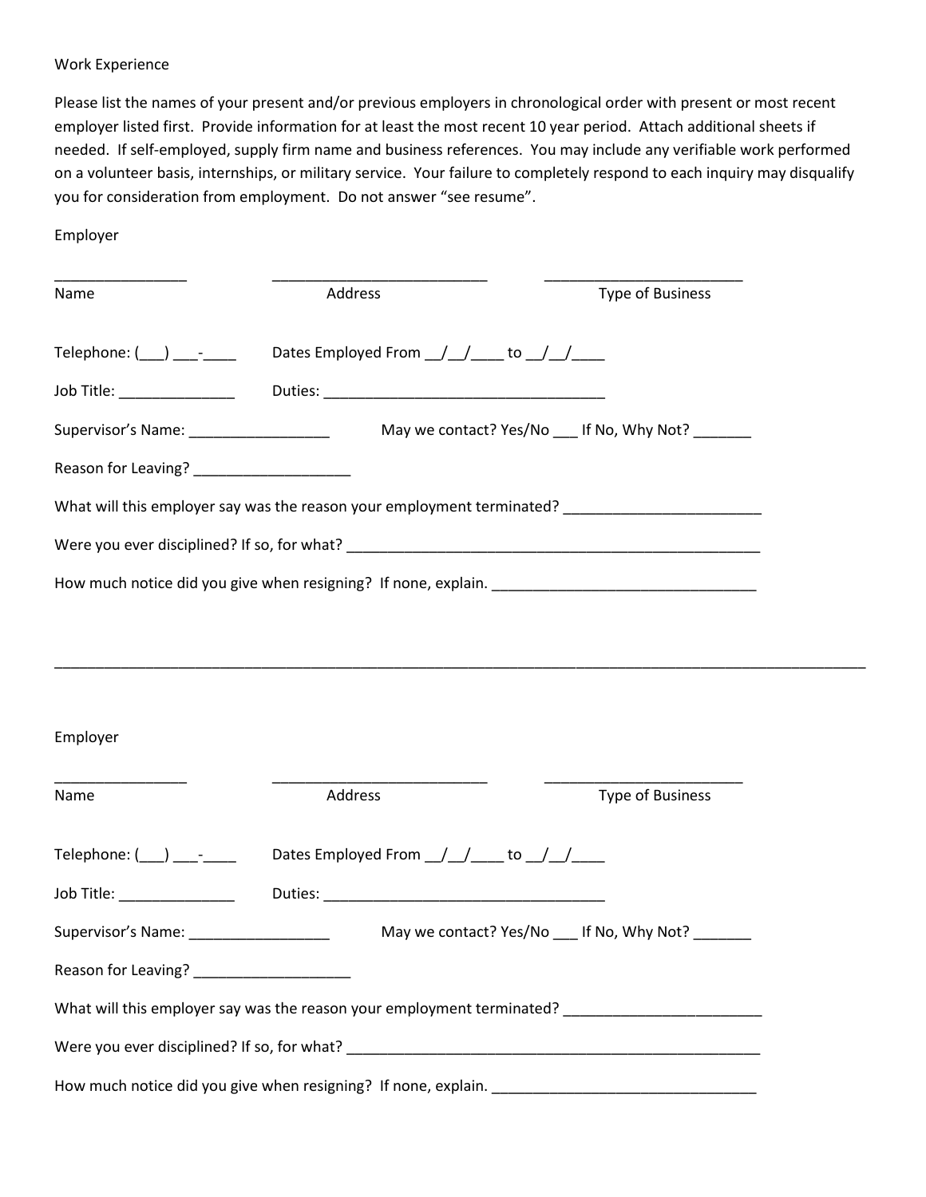Work Experience

Please list the names of your present and/or previous employers in chronological order with present or most recent employer listed first. Provide information for at least the most recent 10 year period. Attach additional sheets if needed. If self-employed, supply firm name and business references. You may include any verifiable work performed on a volunteer basis, internships, or military service. Your failure to completely respond to each inquiry may disqualify you for consideration from employment. Do not answer "see resume".

Employer

________________ ___________________________ _________________________

Name Address Type of Business

Telephone: (___) ___-____ Dates Employed From __/__/____ to __/__/____

Job Title: ______________ Duties: ___________________________________

Supervisor's Name: _________________ May we contact? Yes/No ___ If No, Why Not? _______

Reason for Leaving? ___________________

What will this employer say was the reason your employment terminated? ________________________

Were you ever disciplined? If so, for what? ____________________________________________________

How much notice did you give when resigning? If none, explain. ________________________________

---

Employer

________________ ___________________________ _________________________

Name Address Type of Business

Telephone: (___) ___-____ Dates Employed From __/__/____ to __/__/____

Job Title: ______________ Duties: ___________________________________

Supervisor's Name: _________________ May we contact? Yes/No ___ If No, Why Not? _______

Reason for Leaving? ___________________

What will this employer say was the reason your employment terminated? ________________________

Were you ever disciplined? If so, for what? ____________________________________________________

How much notice did you give when resigning? If none, explain. ________________________________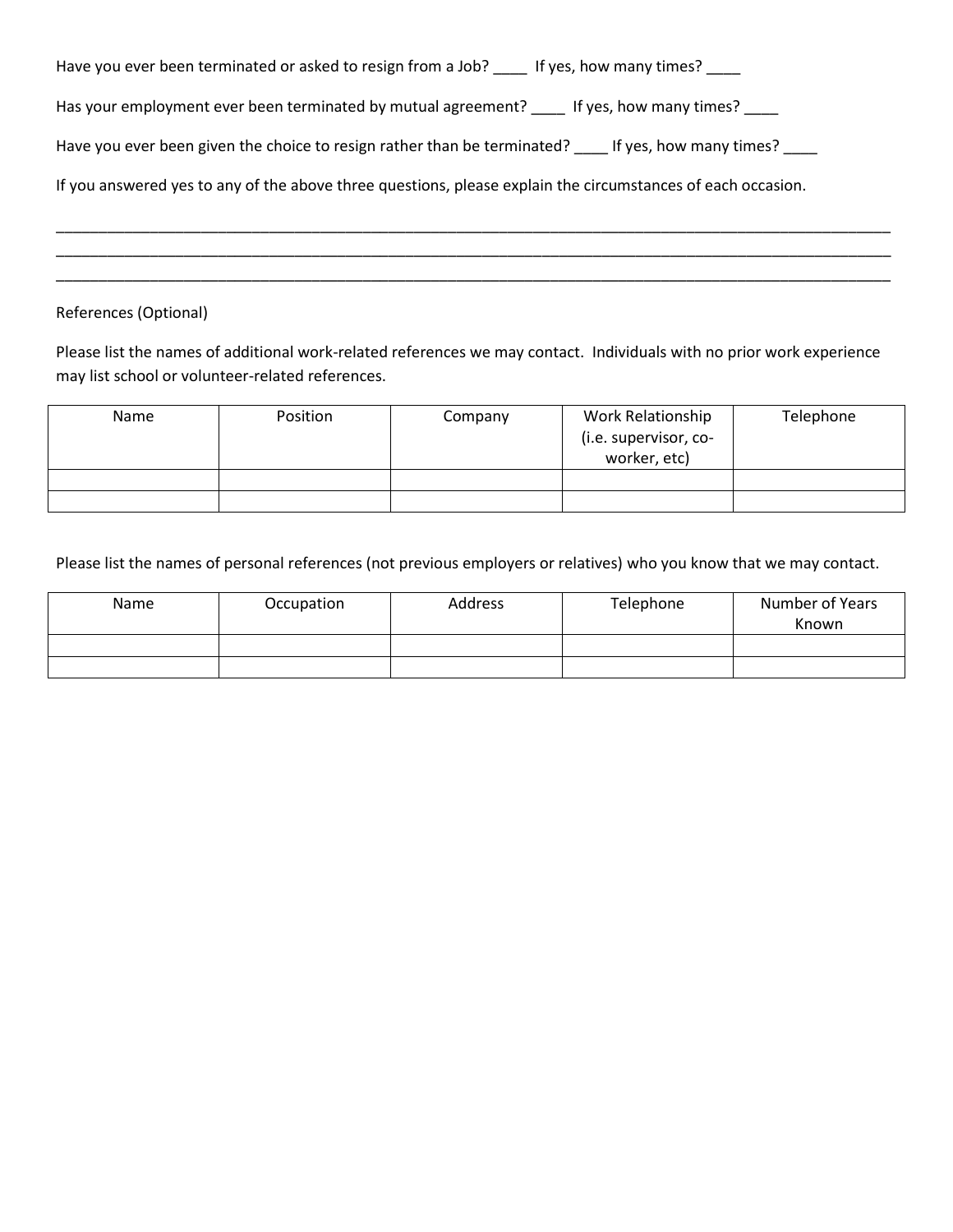Have you ever been terminated or asked to resign from a Job? ____ If yes, how many times? ____

Has your employment ever been terminated by mutual agreement? ____ If yes, how many times? ____

Have you ever been given the choice to resign rather than be terminated? ____ If yes, how many times? ____

If you answered yes to any of the above three questions, please explain the circumstances of each occasion.

______________________________________________________________________________________________
______________________________________________________________________________________________
______________________________________________________________________________________________

References (Optional)

Please list the names of additional work-related references we may contact. Individuals with no prior work experience may list school or volunteer-related references.

| Name | Position | Company | Work Relationship (i.e. supervisor, co-worker, etc) | Telephone |
|---|---|---|---|---|
| | | | | |
| | | | | |

Please list the names of personal references (not previous employers or relatives) who you know that we may contact.

| Name | Occupation | Address | Telephone | Number of Years Known |
|---|---|---|---|---|
| | | | | |
| | | | | |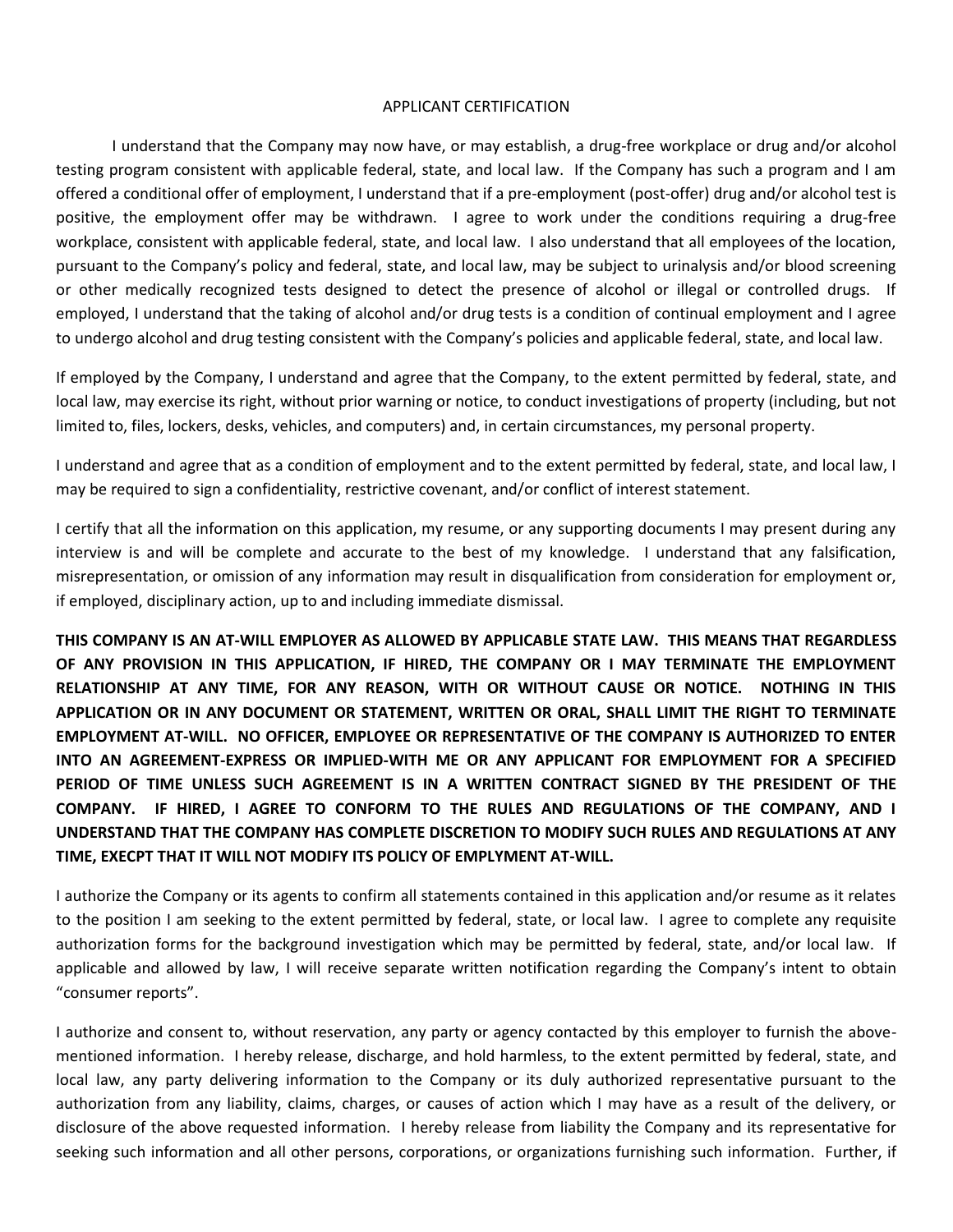APPLICANT CERTIFICATION

I understand that the Company may now have, or may establish, a drug-free workplace or drug and/or alcohol testing program consistent with applicable federal, state, and local law. If the Company has such a program and I am offered a conditional offer of employment, I understand that if a pre-employment (post-offer) drug and/or alcohol test is positive, the employment offer may be withdrawn. I agree to work under the conditions requiring a drug-free workplace, consistent with applicable federal, state, and local law. I also understand that all employees of the location, pursuant to the Company's policy and federal, state, and local law, may be subject to urinalysis and/or blood screening or other medically recognized tests designed to detect the presence of alcohol or illegal or controlled drugs. If employed, I understand that the taking of alcohol and/or drug tests is a condition of continual employment and I agree to undergo alcohol and drug testing consistent with the Company's policies and applicable federal, state, and local law.

If employed by the Company, I understand and agree that the Company, to the extent permitted by federal, state, and local law, may exercise its right, without prior warning or notice, to conduct investigations of property (including, but not limited to, files, lockers, desks, vehicles, and computers) and, in certain circumstances, my personal property.

I understand and agree that as a condition of employment and to the extent permitted by federal, state, and local law, I may be required to sign a confidentiality, restrictive covenant, and/or conflict of interest statement.

I certify that all the information on this application, my resume, or any supporting documents I may present during any interview is and will be complete and accurate to the best of my knowledge. I understand that any falsification, misrepresentation, or omission of any information may result in disqualification from consideration for employment or, if employed, disciplinary action, up to and including immediate dismissal.

**THIS COMPANY IS AN AT-WILL EMPLOYER AS ALLOWED BY APPLICABLE STATE LAW. THIS MEANS THAT REGARDLESS OF ANY PROVISION IN THIS APPLICATION, IF HIRED, THE COMPANY OR I MAY TERMINATE THE EMPLOYMENT RELATIONSHIP AT ANY TIME, FOR ANY REASON, WITH OR WITHOUT CAUSE OR NOTICE. NOTHING IN THIS APPLICATION OR IN ANY DOCUMENT OR STATEMENT, WRITTEN OR ORAL, SHALL LIMIT THE RIGHT TO TERMINATE EMPLOYMENT AT-WILL. NO OFFICER, EMPLOYEE OR REPRESENTATIVE OF THE COMPANY IS AUTHORIZED TO ENTER INTO AN AGREEMENT-EXPRESS OR IMPLIED-WITH ME OR ANY APPLICANT FOR EMPLOYMENT FOR A SPECIFIED PERIOD OF TIME UNLESS SUCH AGREEMENT IS IN A WRITTEN CONTRACT SIGNED BY THE PRESIDENT OF THE COMPANY. IF HIRED, I AGREE TO CONFORM TO THE RULES AND REGULATIONS OF THE COMPANY, AND I UNDERSTAND THAT THE COMPANY HAS COMPLETE DISCRETION TO MODIFY SUCH RULES AND REGULATIONS AT ANY TIME, EXECPT THAT IT WILL NOT MODIFY ITS POLICY OF EMPLYMENT AT-WILL.**

I authorize the Company or its agents to confirm all statements contained in this application and/or resume as it relates to the position I am seeking to the extent permitted by federal, state, or local law. I agree to complete any requisite authorization forms for the background investigation which may be permitted by federal, state, and/or local law. If applicable and allowed by law, I will receive separate written notification regarding the Company's intent to obtain "consumer reports".

I authorize and consent to, without reservation, any party or agency contacted by this employer to furnish the above-mentioned information. I hereby release, discharge, and hold harmless, to the extent permitted by federal, state, and local law, any party delivering information to the Company or its duly authorized representative pursuant to the authorization from any liability, claims, charges, or causes of action which I may have as a result of the delivery, or disclosure of the above requested information. I hereby release from liability the Company and its representative for seeking such information and all other persons, corporations, or organizations furnishing such information. Further, if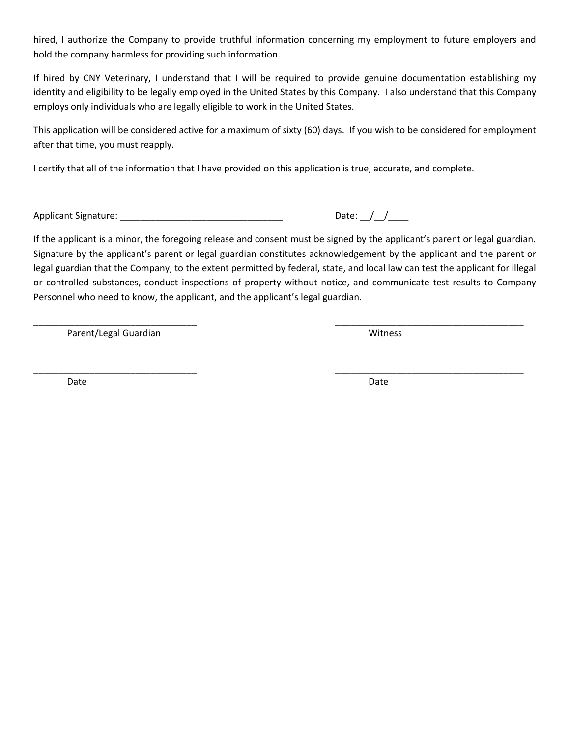hired, I authorize the Company to provide truthful information concerning my employment to future employers and hold the company harmless for providing such information.

If hired by CNY Veterinary, I understand that I will be required to provide genuine documentation establishing my identity and eligibility to be legally employed in the United States by this Company. I also understand that this Company employs only individuals who are legally eligible to work in the United States.

This application will be considered active for a maximum of sixty (60) days. If you wish to be considered for employment after that time, you must reapply.

I certify that all of the information that I have provided on this application is true, accurate, and complete.

Applicant Signature: ________________________________ Date: __/__/____

If the applicant is a minor, the foregoing release and consent must be signed by the applicant's parent or legal guardian. Signature by the applicant's parent or legal guardian constitutes acknowledgement by the applicant and the parent or legal guardian that the Company, to the extent permitted by federal, state, and local law can test the applicant for illegal or controlled substances, conduct inspections of property without notice, and communicate test results to Company Personnel who need to know, the applicant, and the applicant's legal guardian.

________________________________ Parent/Legal Guardian

________________________________ Witness

________________________________ Date

________________________________ Date